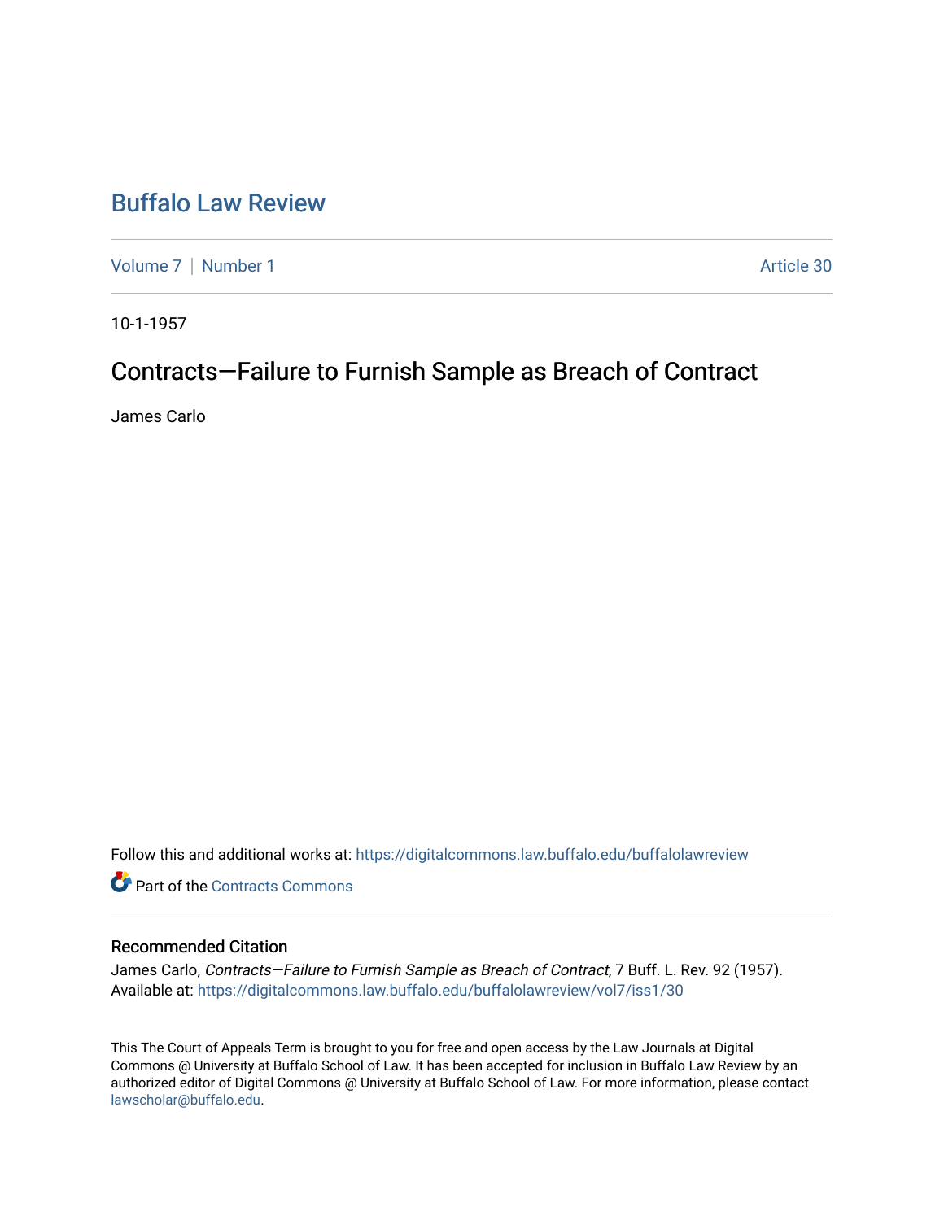# Buffalo Law Review

Volume 7 | Number 1 | Article 30

10-1-1957

## Contracts—Failure to Furnish Sample as Breach of Contract

James Carlo

Follow this and additional works at: https://digitalcommons.law.buffalo.edu/buffalolawreview

Part of the Contracts Commons

### Recommended Citation

James Carlo, *Contracts—Failure to Furnish Sample as Breach of Contract*, 7 Buff. L. Rev. 92 (1957).
Available at: https://digitalcommons.law.buffalo.edu/buffalolawreview/vol7/iss1/30

This The Court of Appeals Term is brought to you for free and open access by the Law Journals at Digital Commons @ University at Buffalo School of Law. It has been accepted for inclusion in Buffalo Law Review by an authorized editor of Digital Commons @ University at Buffalo School of Law. For more information, please contact lawscholar@buffalo.edu.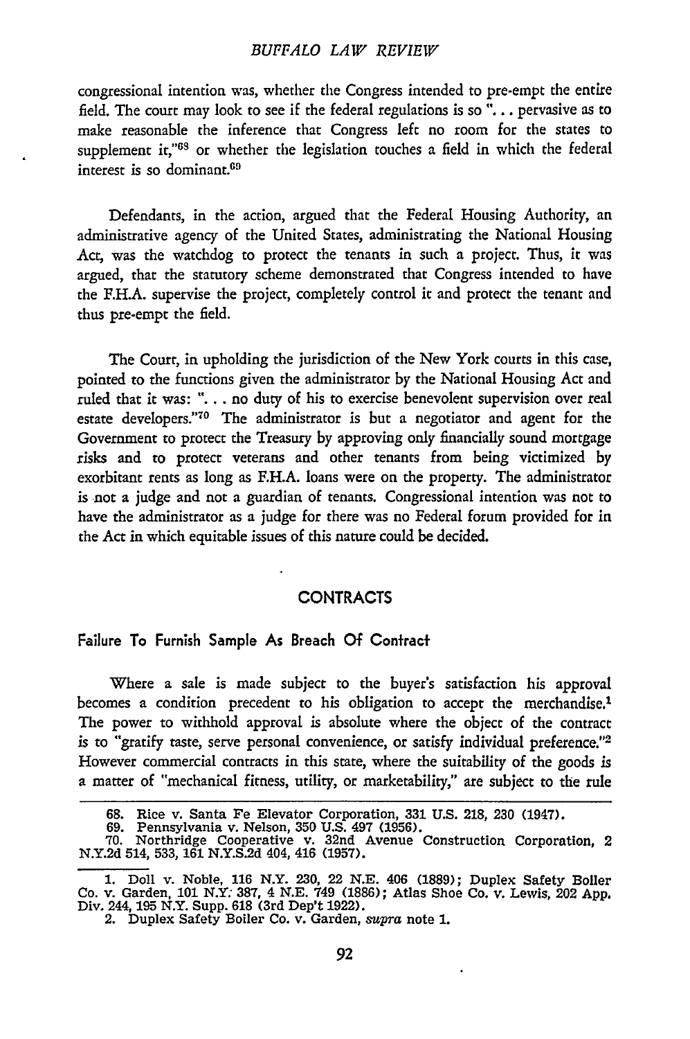congressional intention was, whether the Congress intended to pre-empt the entire field. The court may look to see if the federal regulations is so "... pervasive as to make reasonable the inference that Congress left no room for the states to supplement it,"[68] or whether the legislation touches a field in which the federal interest is so dominant.[69]

Defendants, in the action, argued that the Federal Housing Authority, an administrative agency of the United States, administrating the National Housing Act, was the watchdog to protect the tenants in such a project. Thus, it was argued, that the statutory scheme demonstrated that Congress intended to have the F.H.A. supervise the project, completely control it and protect the tenant and thus pre-empt the field.

The Court, in upholding the jurisdiction of the New York courts in this case, pointed to the functions given the administrator by the National Housing Act and ruled that it was: "... no duty of his to exercise benevolent supervision over real estate developers."[70] The administrator is but a negotiator and agent for the Government to protect the Treasury by approving only financially sound mortgage risks and to protect veterans and other tenants from being victimized by exorbitant rents as long as F.H.A. loans were on the property. The administrator is not a judge and not a guardian of tenants. Congressional intention was not to have the administrator as a judge for there was no Federal forum provided for in the Act in which equitable issues of this nature could be decided.

## CONTRACTS

### Failure To Furnish Sample As Breach Of Contract

Where a sale is made subject to the buyer's satisfaction his approval becomes a condition precedent to his obligation to accept the merchandise.[1] The power to withhold approval is absolute where the object of the contract is to "gratify taste, serve personal convenience, or satisfy individual preference."[2] However commercial contracts in this state, where the suitability of the goods is a matter of "mechanical fitness, utility, or marketability," are subject to the rule

---

68. Rice v. Santa Fe Elevator Corporation, 331 U.S. 218, 230 (1947).
69. Pennsylvania v. Nelson, 350 U.S. 497 (1956).
70. Northridge Cooperative v. 32nd Avenue Construction Corporation, 2 N.Y.2d 514, 533, 161 N.Y.S.2d 404, 416 (1957).

1. Doll v. Noble, 116 N.Y. 230, 22 N.E. 406 (1889); Duplex Safety Boiler Co. v. Garden, 101 N.Y. 387, 4 N.E. 749 (1886); Atlas Shoe Co. v. Lewis, 202 App. Div. 244, 195 N.Y. Supp. 618 (3rd Dep't 1922).
2. Duplex Safety Boiler Co. v. Garden, *supra* note 1.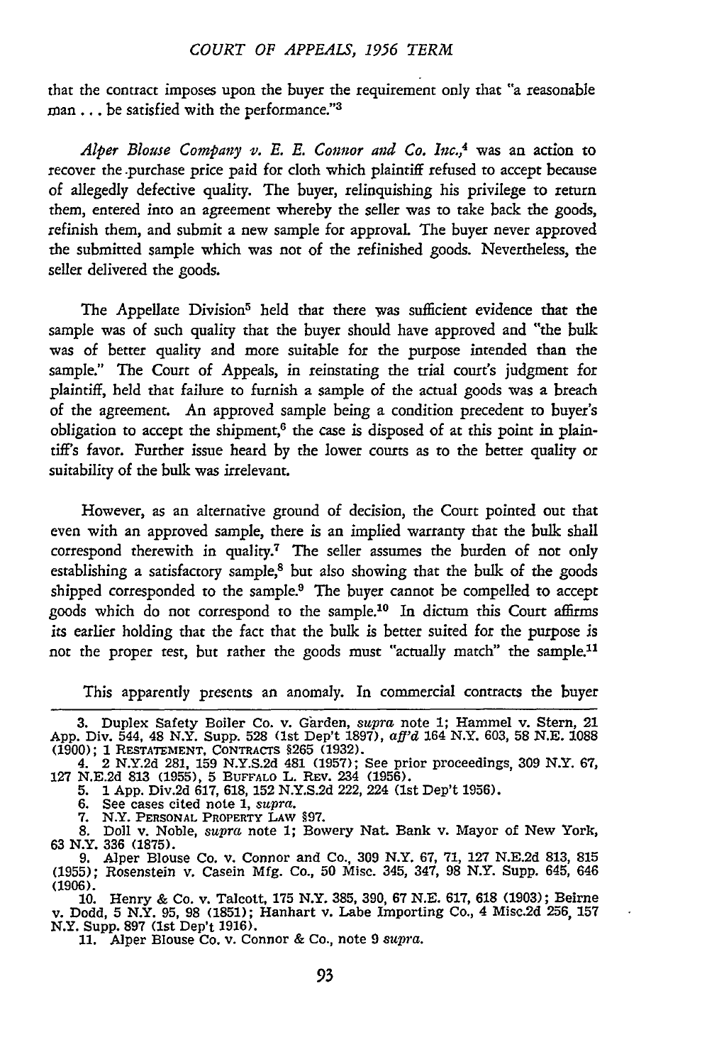that the contract imposes upon the buyer the requirement only that "a reasonable man . . . be satisfied with the performance."[3]

*Alper Blouse Company v. E. E. Connor and Co. Inc.*,[4] was an action to recover the purchase price paid for cloth which plaintiff refused to accept because of allegedly defective quality. The buyer, relinquishing his privilege to return them, entered into an agreement whereby the seller was to take back the goods, refinish them, and submit a new sample for approval. The buyer never approved the submitted sample which was not of the refinished goods. Nevertheless, the seller delivered the goods.

The Appellate Division[5] held that there was sufficient evidence that the sample was of such quality that the buyer should have approved and "the bulk was of better quality and more suitable for the purpose intended than the sample." The Court of Appeals, in reinstating the trial court's judgment for plaintiff, held that failure to furnish a sample of the actual goods was a breach of the agreement. An approved sample being a condition precedent to buyer's obligation to accept the shipment,[6] the case is disposed of at this point in plaintiff's favor. Further issue heard by the lower courts as to the better quality or suitability of the bulk was irrelevant.

However, as an alternative ground of decision, the Court pointed out that even with an approved sample, there is an implied warranty that the bulk shall correspond therewith in quality.[7] The seller assumes the burden of not only establishing a satisfactory sample,[8] but also showing that the bulk of the goods shipped corresponded to the sample.[9] The buyer cannot be compelled to accept goods which do not correspond to the sample.[10] In dictum this Court affirms its earlier holding that the fact that the bulk is better suited for the purpose is not the proper test, but rather the goods must "actually match" the sample.[11]

This apparently presents an anomaly. In commercial contracts the buyer

---

3. Duplex Safety Boiler Co. v. Garden, *supra* note 1; Hammel v. Stern, 21 App. Div. 544, 48 N.Y. Supp. 528 (1st Dep't 1897), *aff'd* 164 N.Y. 603, 58 N.E. 1088 (1900); 1 RESTATEMENT, CONTRACTS §265 (1932).

4. 2 N.Y.2d 281, 159 N.Y.S.2d 481 (1957); See prior proceedings, 309 N.Y. 67, 127 N.E.2d 813 (1955), 5 BUFFALO L. REV. 234 (1956).

5. 1 App. Div.2d 617, 618, 152 N.Y.S.2d 222, 224 (1st Dep't 1956).

6. See cases cited note 1, *supra*.

7. N.Y. PERSONAL PROPERTY LAW §97.

8. Doll v. Noble, *supra* note 1; Bowery Nat. Bank v. Mayor of New York, 63 N.Y. 336 (1875).

9. Alper Blouse Co. v. Connor and Co., 309 N.Y. 67, 71, 127 N.E.2d 813, 815 (1955); Rosenstein v. Casein Mfg. Co., 50 Misc. 345, 347, 98 N.Y. Supp. 645, 646 (1906).

10. Henry & Co. v. Talcott, 175 N.Y. 385, 390, 67 N.E. 617, 618 (1903); Beirne v. Dodd, 5 N.Y. 95, 98 (1851); Hanhart v. Labe Importing Co., 4 Misc.2d 256, 157 N.Y. Supp. 897 (1st Dep't 1916).

11. Alper Blouse Co. v. Connor & Co., note 9 *supra*.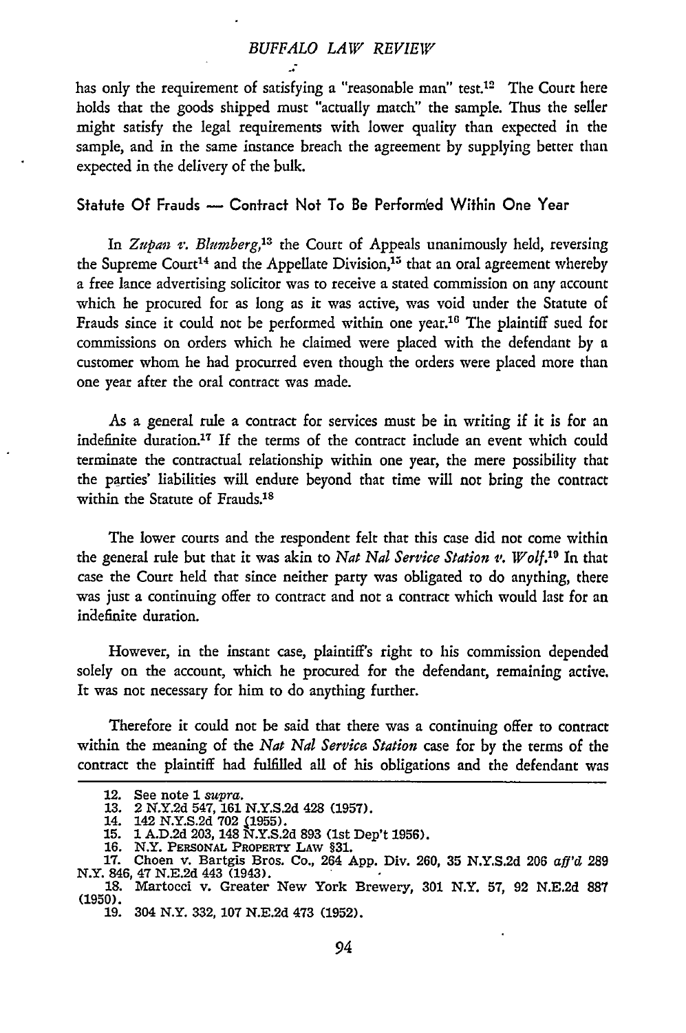has only the requirement of satisfying a "reasonable man" test.[12] The Court here holds that the goods shipped must "actually match" the sample. Thus the seller might satisfy the legal requirements with lower quality than expected in the sample, and in the same instance breach the agreement by supplying better than expected in the delivery of the bulk.

### Statute Of Frauds — Contract Not To Be Performed Within One Year

In *Zupan v. Blumberg*,[13] the Court of Appeals unanimously held, reversing the Supreme Court[14] and the Appellate Division,[15] that an oral agreement whereby a free lance advertising solicitor was to receive a stated commission on any account which he procured for as long as it was active, was void under the Statute of Frauds since it could not be performed within one year.[16] The plaintiff sued for commissions on orders which he claimed were placed with the defendant by a customer whom he had procurred even though the orders were placed more than one year after the oral contract was made.

As a general rule a contract for services must be in writing if it is for an indefinite duration.[17] If the terms of the contract include an event which could terminate the contractual relationship within one year, the mere possibility that the parties' liabilities will endure beyond that time will not bring the contract within the Statute of Frauds.[18]

The lower courts and the respondent felt that this case did not come within the general rule but that it was akin to *Nat Nal Service Station v. Wolf*.[19] In that case the Court held that since neither party was obligated to do anything, there was just a continuing offer to contract and not a contract which would last for an indefinite duration.

However, in the instant case, plaintiff's right to his commission depended solely on the account, which he procured for the defendant, remaining active. It was not necessary for him to do anything further.

Therefore it could not be said that there was a continuing offer to contract within the meaning of the *Nat Nal Service Station* case for by the terms of the contract the plaintiff had fulfilled all of his obligations and the defendant was

12. See note 1 *supra*.
13. 2 N.Y.2d 547, 161 N.Y.S.2d 428 (1957).
14. 142 N.Y.S.2d 702 (1955).
15. 1 A.D.2d 203, 148 N.Y.S.2d 893 (1st Dep't 1956).
16. N.Y. PERSONAL PROPERTY LAW §31.
17. Choen v. Bartgis Bros. Co., 264 App. Div. 260, 35 N.Y.S.2d 206 *aff'd* 289 N.Y. 846, 47 N.E.2d 443 (1943).
18. Martocci v. Greater New York Brewery, 301 N.Y. 57, 92 N.E.2d 887 (1950).
19. 304 N.Y. 332, 107 N.E.2d 473 (1952).